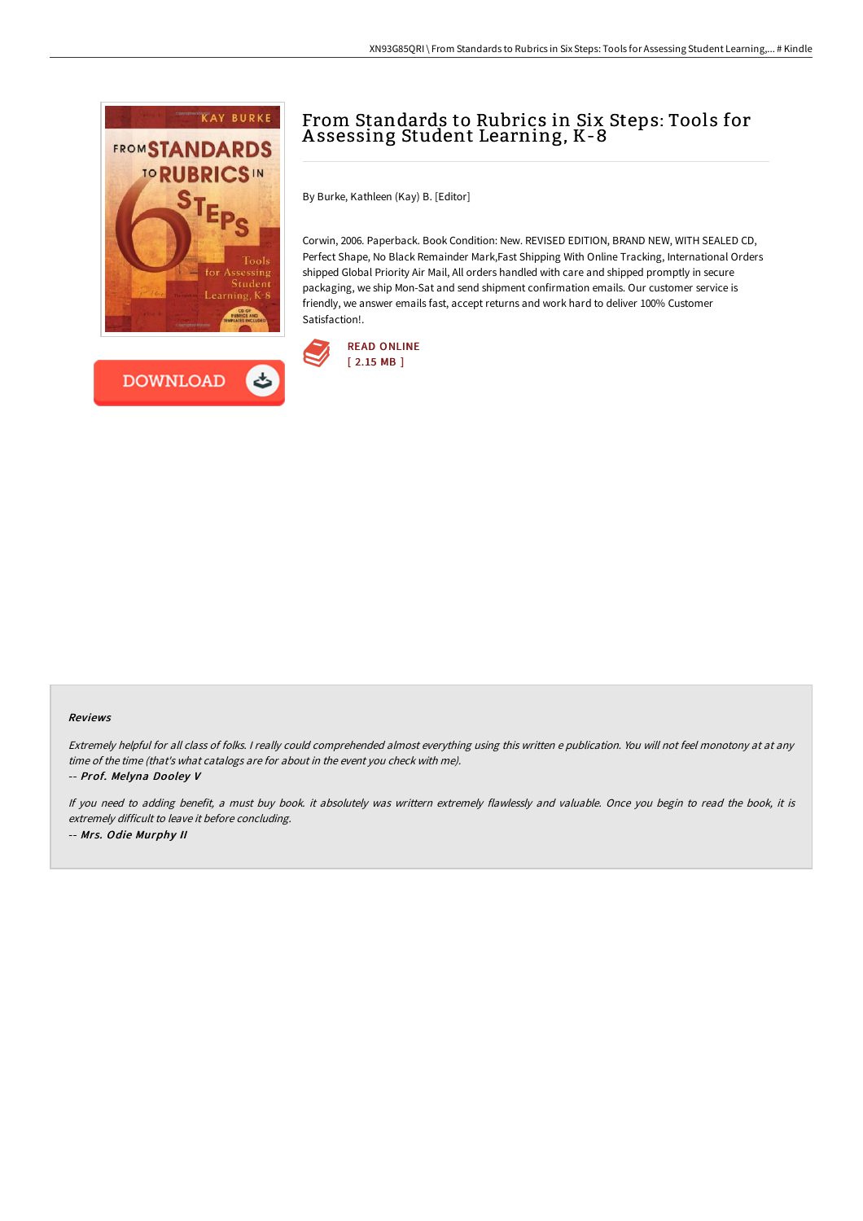# From Standards to Rubrics in Six Steps: Tools for Assessing Student Learning, K-8

By Burke, Kathleen (Kay) B. [Editor]

Corwin, 2006. Paperback. Book Condition: New. REVISED EDITION, BRAND NEW, WITH SEALED CD, Perfect Shape, No Black Remainder Mark,Fast Shipping With Online Tracking, International Orders shipped Global Priority Air Mail, All orders handled with care and shipped promptly in secure packaging, we ship Mon-Sat and send shipment confirmation emails. Our customer service is friendly, we answer emails fast, accept returns and work hard to deliver 100% Customer Satisfaction!.

READ ONLINE
[ 2.15 MB ]

DOWNLOAD

### Reviews

*Extremely helpful for all class of folks. I really could comprehended almost everything using this written e publication. You will not feel monotony at at any time of the time (that's what catalogs are for about in the event you check with me).*

*-- Prof. Melyna Dooley V*

*If you need to adding benefit, a must buy book. it absolutely was writtern extremely flawlessly and valuable. Once you begin to read the book, it is extremely difficult to leave it before concluding.*

*-- Mrs. Odie Murphy II*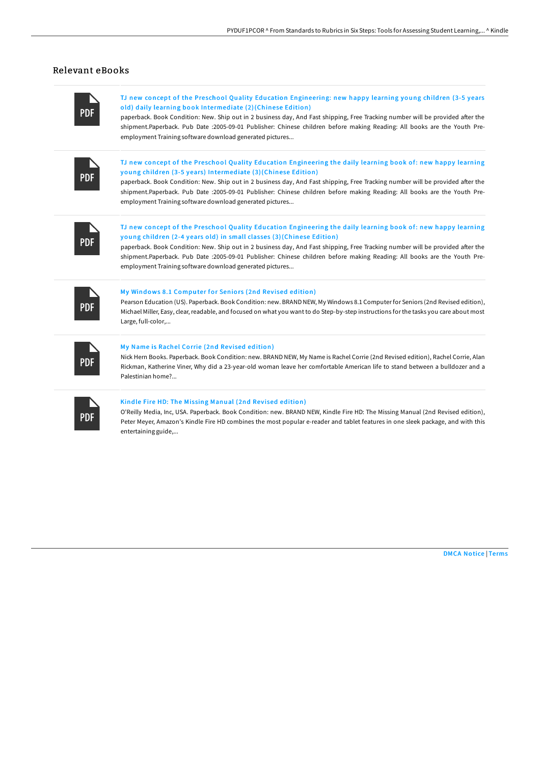## Relevant eBooks

**TJ new concept of the Preschool Quality Education Engineering: new happy learning young children (3-5 years old) daily learning book Intermediate (2)(Chinese Edition)**

paperback. Book Condition: New. Ship out in 2 business day, And Fast shipping, Free Tracking number will be provided after the shipment.Paperback. Pub Date :2005-09-01 Publisher: Chinese children before making Reading: All books are the Youth Pre-employment Training software download generated pictures...

**TJ new concept of the Preschool Quality Education Engineering the daily learning book of: new happy learning young children (3-5 years) Intermediate (3)(Chinese Edition)**

paperback. Book Condition: New. Ship out in 2 business day, And Fast shipping, Free Tracking number will be provided after the shipment.Paperback. Pub Date :2005-09-01 Publisher: Chinese children before making Reading: All books are the Youth Pre-employment Training software download generated pictures...

**TJ new concept of the Preschool Quality Education Engineering the daily learning book of: new happy learning young children (2-4 years old) in small classes (3)(Chinese Edition)**

paperback. Book Condition: New. Ship out in 2 business day, And Fast shipping, Free Tracking number will be provided after the shipment.Paperback. Pub Date :2005-09-01 Publisher: Chinese children before making Reading: All books are the Youth Pre-employment Training software download generated pictures...

**My Windows 8.1 Computer for Seniors (2nd Revised edition)**

Pearson Education (US). Paperback. Book Condition: new. BRAND NEW, My Windows 8.1 Computer for Seniors (2nd Revised edition), Michael Miller, Easy, clear, readable, and focused on what you want to do Step-by-step instructions for the tasks you care about most Large, full-color,...

**My Name is Rachel Corrie (2nd Revised edition)**

Nick Hern Books. Paperback. Book Condition: new. BRAND NEW, My Name is Rachel Corrie (2nd Revised edition), Rachel Corrie, Alan Rickman, Katherine Viner, Why did a 23-year-old woman leave her comfortable American life to stand between a bulldozer and a Palestinian home?...

**Kindle Fire HD: The Missing Manual (2nd Revised edition)**

O'Reilly Media, Inc, USA. Paperback. Book Condition: new. BRAND NEW, Kindle Fire HD: The Missing Manual (2nd Revised edition), Peter Meyer, Amazon's Kindle Fire HD combines the most popular e-reader and tablet features in one sleek package, and with this entertaining guide,...